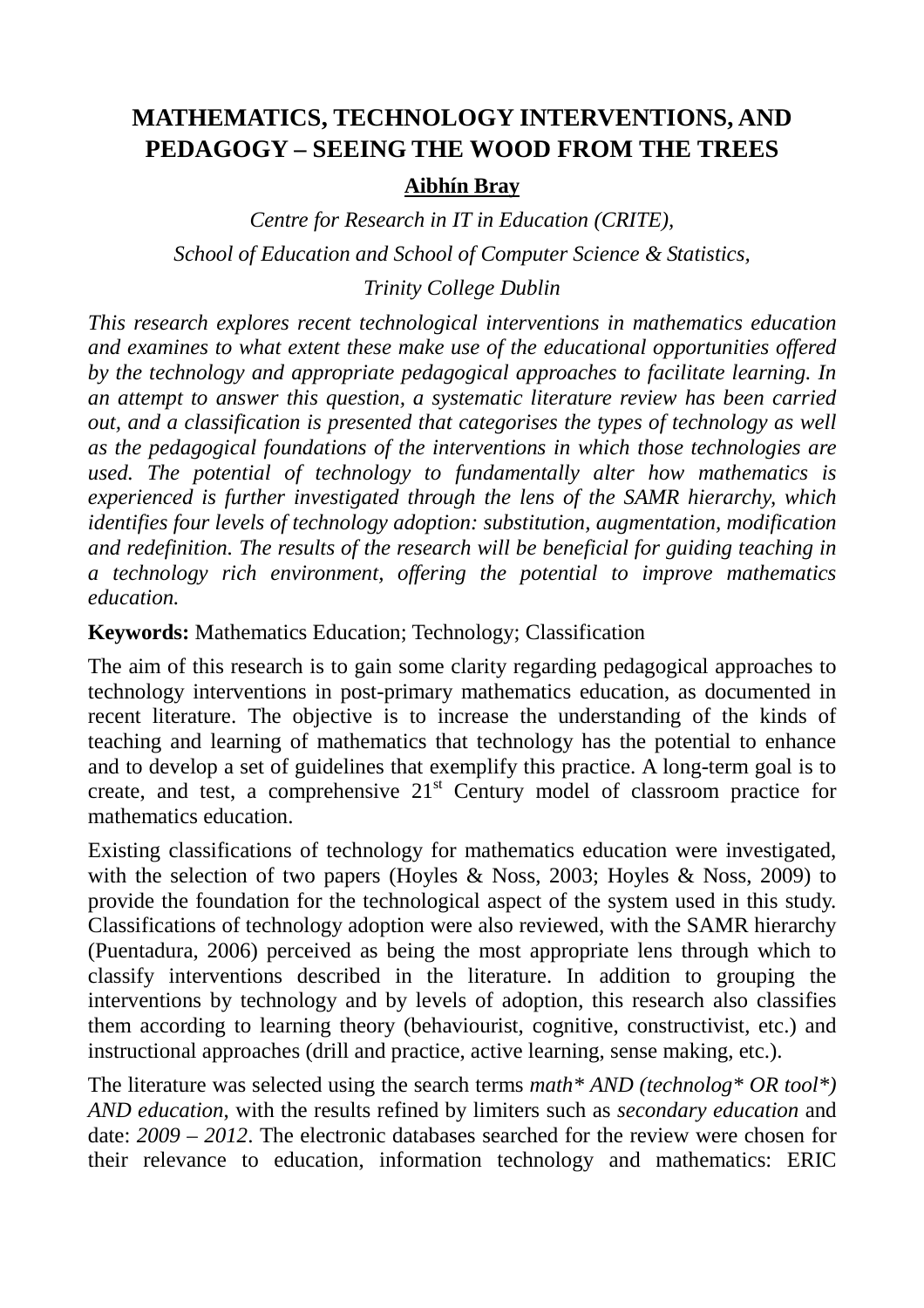# MATHEMATICS, TECHNOLOGY INTERVENTIONS, AND PEDAGOGY – SEEING THE WOOD FROM THE TREES

**Aibhín Bray**

*Centre for Research in IT in Education (CRITE),*

*School of Education and School of Computer Science & Statistics,*

*Trinity College Dublin*

*This research explores recent technological interventions in mathematics education and examines to what extent these make use of the educational opportunities offered by the technology and appropriate pedagogical approaches to facilitate learning. In an attempt to answer this question, a systematic literature review has been carried out, and a classification is presented that categorises the types of technology as well as the pedagogical foundations of the interventions in which those technologies are used. The potential of technology to fundamentally alter how mathematics is experienced is further investigated through the lens of the SAMR hierarchy, which identifies four levels of technology adoption: substitution, augmentation, modification and redefinition. The results of the research will be beneficial for guiding teaching in a technology rich environment, offering the potential to improve mathematics education.*

**Keywords:** Mathematics Education; Technology; Classification

The aim of this research is to gain some clarity regarding pedagogical approaches to technology interventions in post-primary mathematics education, as documented in recent literature. The objective is to increase the understanding of the kinds of teaching and learning of mathematics that technology has the potential to enhance and to develop a set of guidelines that exemplify this practice. A long-term goal is to create, and test, a comprehensive 21st Century model of classroom practice for mathematics education.

Existing classifications of technology for mathematics education were investigated, with the selection of two papers (Hoyles & Noss, 2003; Hoyles & Noss, 2009) to provide the foundation for the technological aspect of the system used in this study. Classifications of technology adoption were also reviewed, with the SAMR hierarchy (Puentadura, 2006) perceived as being the most appropriate lens through which to classify interventions described in the literature. In addition to grouping the interventions by technology and by levels of adoption, this research also classifies them according to learning theory (behaviourist, cognitive, constructivist, etc.) and instructional approaches (drill and practice, active learning, sense making, etc.).

The literature was selected using the search terms *math* AND (technolog* OR tool*) AND education*, with the results refined by limiters such as *secondary education* and date: *2009 – 2012*. The electronic databases searched for the review were chosen for their relevance to education, information technology and mathematics: ERIC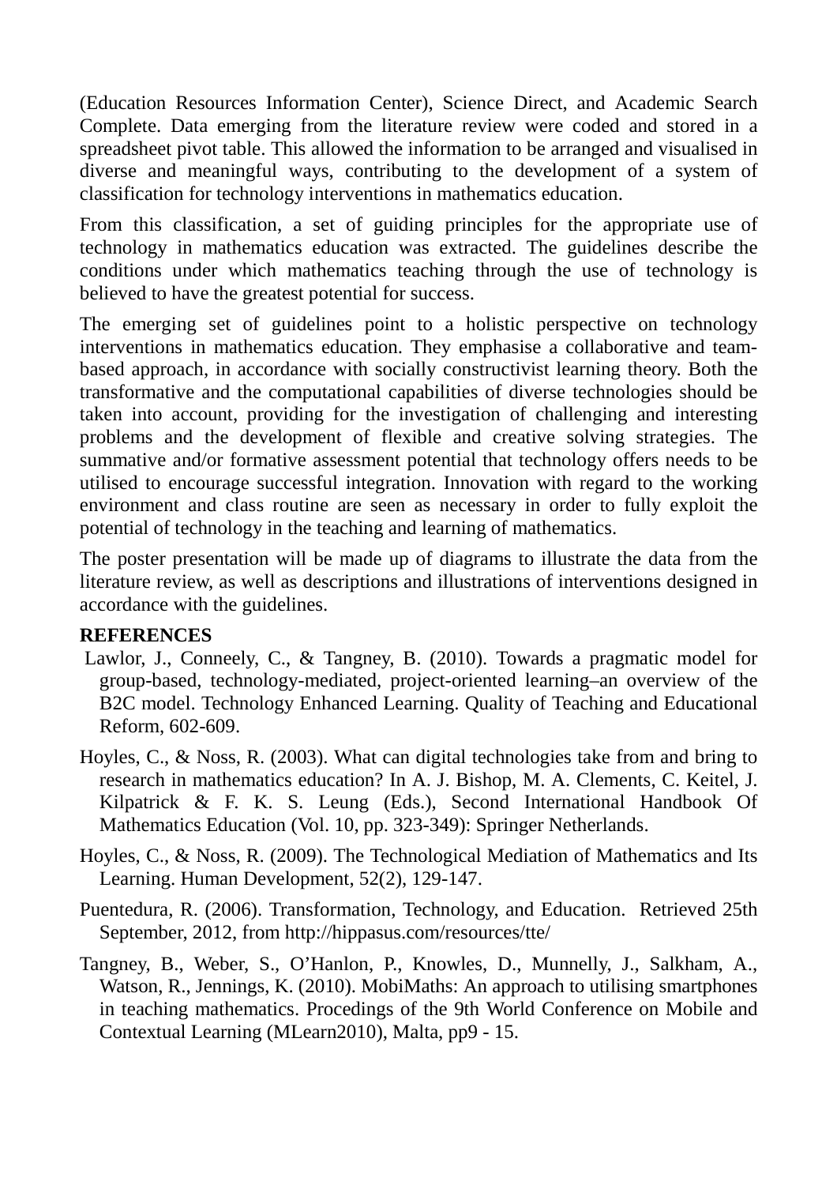(Education Resources Information Center), Science Direct, and Academic Search Complete. Data emerging from the literature review were coded and stored in a spreadsheet pivot table. This allowed the information to be arranged and visualised in diverse and meaningful ways, contributing to the development of a system of classification for technology interventions in mathematics education.

From this classification, a set of guiding principles for the appropriate use of technology in mathematics education was extracted. The guidelines describe the conditions under which mathematics teaching through the use of technology is believed to have the greatest potential for success.

The emerging set of guidelines point to a holistic perspective on technology interventions in mathematics education. They emphasise a collaborative and team-based approach, in accordance with socially constructivist learning theory. Both the transformative and the computational capabilities of diverse technologies should be taken into account, providing for the investigation of challenging and interesting problems and the development of flexible and creative solving strategies. The summative and/or formative assessment potential that technology offers needs to be utilised to encourage successful integration. Innovation with regard to the working environment and class routine are seen as necessary in order to fully exploit the potential of technology in the teaching and learning of mathematics.

The poster presentation will be made up of diagrams to illustrate the data from the literature review, as well as descriptions and illustrations of interventions designed in accordance with the guidelines.

**REFERENCES**

Lawlor, J., Conneely, C., & Tangney, B. (2010). Towards a pragmatic model for group-based, technology-mediated, project-oriented learning–an overview of the B2C model. Technology Enhanced Learning. Quality of Teaching and Educational Reform, 602-609.

Hoyles, C., & Noss, R. (2003). What can digital technologies take from and bring to research in mathematics education? In A. J. Bishop, M. A. Clements, C. Keitel, J. Kilpatrick & F. K. S. Leung (Eds.), Second International Handbook Of Mathematics Education (Vol. 10, pp. 323-349): Springer Netherlands.

Hoyles, C., & Noss, R. (2009). The Technological Mediation of Mathematics and Its Learning. Human Development, 52(2), 129-147.

Puentedura, R. (2006). Transformation, Technology, and Education. Retrieved 25th September, 2012, from http://hippasus.com/resources/tte/

Tangney, B., Weber, S., O'Hanlon, P., Knowles, D., Munnelly, J., Salkham, A., Watson, R., Jennings, K. (2010). MobiMaths: An approach to utilising smartphones in teaching mathematics. Procedings of the 9th World Conference on Mobile and Contextual Learning (MLearn2010), Malta, pp9 - 15.